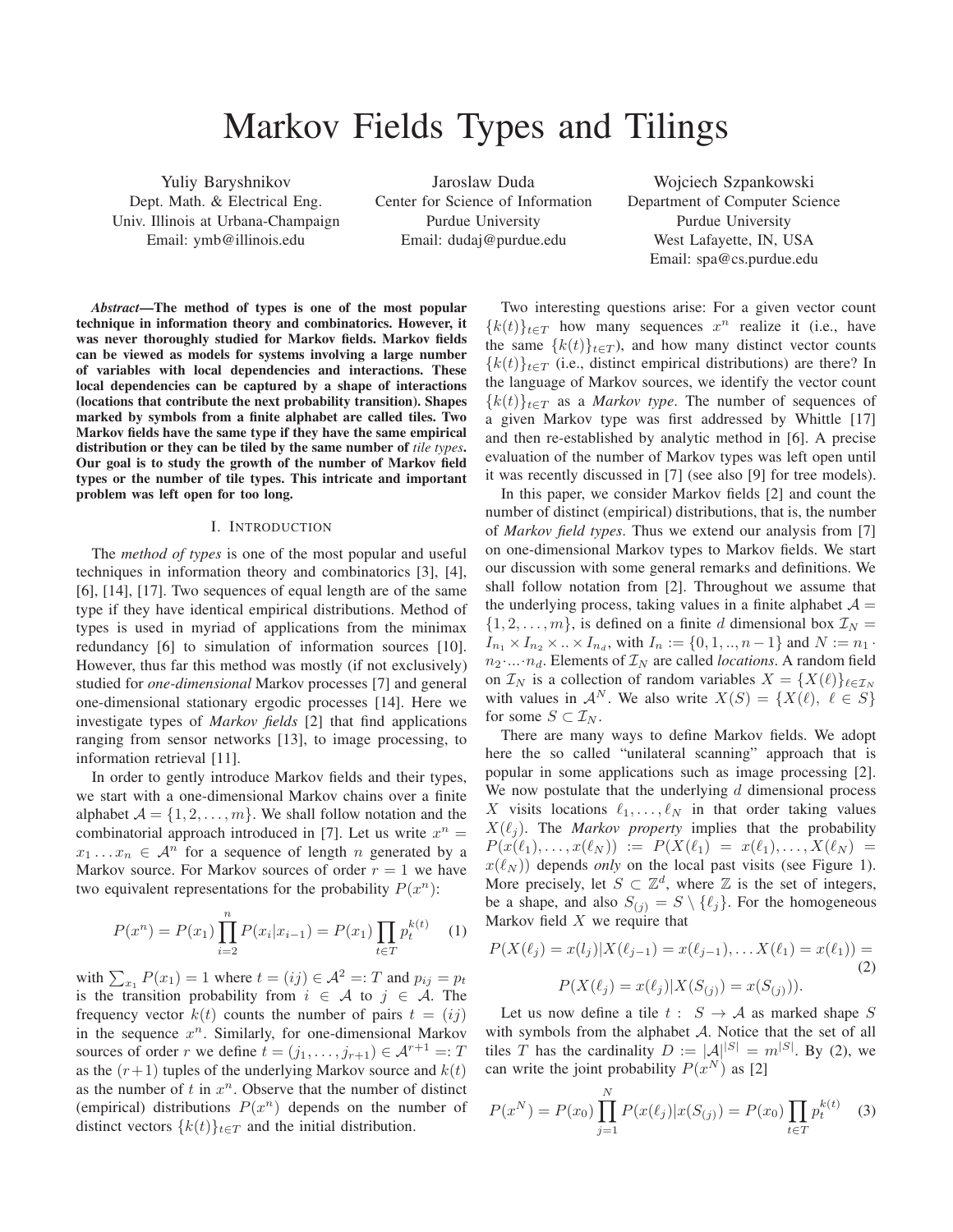# Markov Fields Types and Tilings

Yuliy Baryshnikov
Dept. Math. & Electrical Eng.
Univ. Illinois at Urbana-Champaign
Email: ymb@illinois.edu

Jaroslaw Duda
Center for Science of Information
Purdue University
Email: dudaj@purdue.edu

Wojciech Szpankowski
Department of Computer Science
Purdue University
West Lafayette, IN, USA
Email: spa@cs.purdue.edu

***Abstract*—The method of types is one of the most popular technique in information theory and combinatorics. However, it was never thoroughly studied for Markov fields. Markov fields can be viewed as models for systems involving a large number of variables with local dependencies and interactions. These local dependencies can be captured by a shape of interactions (locations that contribute the next probability transition). Shapes marked by symbols from a finite alphabet are called tiles. Two Markov fields have the same type if they have the same empirical distribution or they can be tiled by the same number of *tile types*. Our goal is to study the growth of the number of Markov field types or the number of tile types. This intricate and important problem was left open for too long.**

## I. Introduction

The *method of types* is one of the most popular and useful techniques in information theory and combinatorics [3], [4], [6], [14], [17]. Two sequences of equal length are of the same type if they have identical empirical distributions. Method of types is used in myriad of applications from the minimax redundancy [6] to simulation of information sources [10]. However, thus far this method was mostly (if not exclusively) studied for *one-dimensional* Markov processes [7] and general one-dimensional stationary ergodic processes [14]. Here we investigate types of *Markov fields* [2] that find applications ranging from sensor networks [13], to image processing, to information retrieval [11].

In order to gently introduce Markov fields and their types, we start with a one-dimensional Markov chains over a finite alphabet $\mathcal{A} = \{1, 2, \dots, m\}$. We shall follow notation and the combinatorial approach introduced in [7]. Let us write $x^n = x_1 \dots x_n \in \mathcal{A}^n$ for a sequence of length $n$ generated by a Markov source. For Markov sources of order $r = 1$ we have two equivalent representations for the probability $P(x^n)$:

$$P(x^n) = P(x_1) \prod_{i=2}^{n} P(x_i | x_{i-1}) = P(x_1) \prod_{t \in T} p_t^{k(t)} \quad (1)$$

with $\sum_{x_1} P(x_1) = 1$ where $t = (ij) \in \mathcal{A}^2 =: T$ and $p_{ij} = p_t$ is the transition probability from $i \in \mathcal{A}$ to $j \in \mathcal{A}$. The frequency vector $k(t)$ counts the number of pairs $t = (ij)$ in the sequence $x^n$. Similarly, for one-dimensional Markov sources of order $r$ we define $t = (j_1, \dots, j_{r+1}) \in \mathcal{A}^{r+1} =: T$ as the $(r+1)$ tuples of the underlying Markov source and $k(t)$ as the number of $t$ in $x^n$. Observe that the number of distinct (empirical) distributions $P(x^n)$ depends on the number of distinct vectors $\{k(t)\}_{t \in T}$ and the initial distribution.

Two interesting questions arise: For a given vector count $\{k(t)\}_{t \in T}$ how many sequences $x^n$ realize it (i.e., have the same $\{k(t)\}_{t \in T}$), and how many distinct vector counts $\{k(t)\}_{t \in T}$ (i.e., distinct empirical distributions) are there? In the language of Markov sources, we identify the vector count $\{k(t)\}_{t \in T}$ as a *Markov type*. The number of sequences of a given Markov type was first addressed by Whittle [17] and then re-established by analytic method in [6]. A precise evaluation of the number of Markov types was left open until it was recently discussed in [7] (see also [9] for tree models).

In this paper, we consider Markov fields [2] and count the number of distinct (empirical) distributions, that is, the number of *Markov field types*. Thus we extend our analysis from [7] on one-dimensional Markov types to Markov fields. We start our discussion with some general remarks and definitions. We shall follow notation from [2]. Throughout we assume that the underlying process, taking values in a finite alphabet $\mathcal{A} = \{1, 2, \dots, m\}$, is defined on a finite $d$ dimensional box $\mathcal{I}_N = I_{n_1} \times I_{n_2} \times .. \times I_{n_d}$, with $I_n := \{0, 1, .., n-1\}$ and $N := n_1 \cdot n_2 \cdot \ldots \cdot n_d$. Elements of $\mathcal{I}_N$ are called *locations*. A random field on $\mathcal{I}_N$ is a collection of random variables $X = \{X(\ell)\}_{\ell \in \mathcal{I}_N}$ with values in $\mathcal{A}^N$. We also write $X(S) = \{X(\ell), \ \ell \in S\}$ for some $S \subset \mathcal{I}_N$.

There are many ways to define Markov fields. We adopt here the so called "unilateral scanning" approach that is popular in some applications such as image processing [2]. We now postulate that the underlying $d$ dimensional process $X$ visits locations $\ell_1, \dots, \ell_N$ in that order taking values $X(\ell_j)$. The *Markov property* implies that the probability $P(x(\ell_1), \dots, x(\ell_N)) := P(X(\ell_1) = x(\ell_1), \dots, X(\ell_N) = x(\ell_N))$ depends *only* on the local past visits (see Figure 1). More precisely, let $S \subset \mathbb{Z}^d$, where $\mathbb{Z}$ is the set of integers, be a shape, and also $S_{(j)} = S \setminus \{\ell_j\}$. For the homogeneous Markov field $X$ we require that

$$P(X(\ell_j) = x(l_j) | X(\ell_{j-1}) = x(\ell_{j-1}), \dots X(\ell_1) = x(\ell_1)) = P(X(\ell_j) = x(\ell_j) | X(S_{(j)}) = x(S_{(j)})). \quad (2)$$

Let us now define a tile $t: \ S \to \mathcal{A}$ as marked shape $S$ with symbols from the alphabet $\mathcal{A}$. Notice that the set of all tiles $T$ has the cardinality $D := |\mathcal{A}|^{|S|} = m^{|S|}$. By (2), we can write the joint probability $P(x^N)$ as [2]

$$P(x^N) = P(x_0) \prod_{j=1}^{N} P(x(\ell_j) | x(S_{(j)}) = P(x_0) \prod_{t \in T} p_t^{k(t)} \quad (3)$$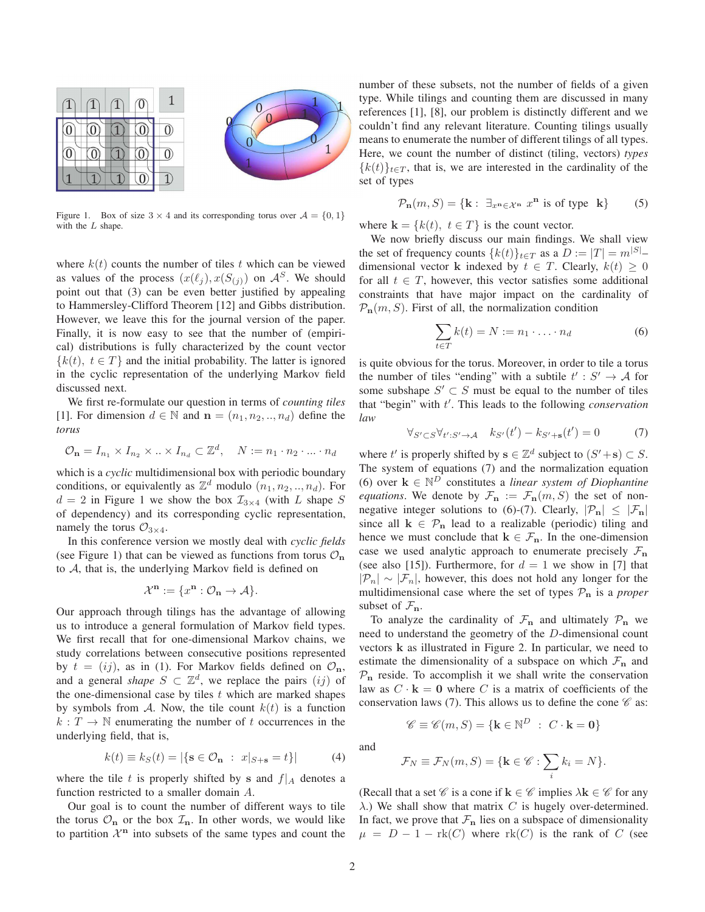Figure 1. Box of size $3 \times 4$ and its corresponding torus over $\mathcal{A} = \{0, 1\}$ with the $L$ shape.

where $k(t)$ counts the number of tiles $t$ which can be viewed as values of the process $(x(\ell_j), x(S_{(j)})$ on $\mathcal{A}^S$. We should point out that (3) can be even better justified by appealing to Hammersley-Clifford Theorem [12] and Gibbs distribution. However, we leave this for the journal version of the paper. Finally, it is now easy to see that the number of (empirical) distributions is fully characterized by the count vector $\{k(t), \ t \in T\}$ and the initial probability. The latter is ignored in the cyclic representation of the underlying Markov field discussed next.

We first re-formulate our question in terms of *counting tiles* [1]. For dimension $d \in \mathbb{N}$ and $\mathbf{n} = (n_1, n_2, .., n_d)$ define the *torus*

$$\mathcal{O}_\mathbf{n} = I_{n_1} \times I_{n_2} \times .. \times I_{n_d} \subset \mathbb{Z}^d, \quad N := n_1 \cdot n_2 \cdot ... \cdot n_d$$

which is a *cyclic* multidimensional box with periodic boundary conditions, or equivalently as $\mathbb{Z}^d$ modulo $(n_1, n_2, .., n_d)$. For $d = 2$ in Figure 1 we show the box $\mathcal{I}_{3\times 4}$ (with $L$ shape $S$ of dependency) and its corresponding cyclic representation, namely the torus $\mathcal{O}_{3\times 4}$.

In this conference version we mostly deal with *cyclic fields* (see Figure 1) that can be viewed as functions from torus $\mathcal{O}_\mathbf{n}$ to $\mathcal{A}$, that is, the underlying Markov field is defined on

$$\mathcal{X}^\mathbf{n} := \{x^\mathbf{n} : \mathcal{O}_\mathbf{n} \to \mathcal{A}\}.$$

Our approach through tilings has the advantage of allowing us to introduce a general formulation of Markov field types. We first recall that for one-dimensional Markov chains, we study correlations between consecutive positions represented by $t = (ij)$, as in (1). For Markov fields defined on $\mathcal{O}_\mathbf{n}$, and a general *shape* $S \subset \mathbb{Z}^d$, we replace the pairs $(ij)$ of the one-dimensional case by tiles $t$ which are marked shapes by symbols from $\mathcal{A}$. Now, the tile count $k(t)$ is a function $k : T \to \mathbb{N}$ enumerating the number of $t$ occurrences in the underlying field, that is,

$$k(t) \equiv k_S(t) = |\{\mathbf{s} \in \mathcal{O}_\mathbf{n} \ : \ x|_{S+\mathbf{s}} = t\}| \tag{4}$$

where the tile $t$ is properly shifted by $\mathbf{s}$ and $f|_A$ denotes a function restricted to a smaller domain $A$.

Our goal is to count the number of different ways to tile the torus $\mathcal{O}_\mathbf{n}$ or the box $\mathcal{I}_\mathbf{n}$. In other words, we would like to partition $\mathcal{X}^\mathbf{n}$ into subsets of the same types and count the number of these subsets, not the number of fields of a given type. While tilings and counting them are discussed in many references [1], [8], our problem is distinctly different and we couldn't find any relevant literature. Counting tilings usually means to enumerate the number of different tilings of all types. Here, we count the number of distinct (tiling, vectors) *types* $\{k(t)\}_{t\in T}$, that is, we are interested in the cardinality of the set of types

$$\mathcal{P}_\mathbf{n}(m, S) = \{\mathbf{k} : \ \exists_{x^\mathbf{n} \in \mathcal{X}^\mathbf{n}} \ x^\mathbf{n} \text{ is of type } \ \mathbf{k}\} \tag{5}$$

where $\mathbf{k} = \{k(t), \ t \in T\}$ is the count vector.

We now briefly discuss our main findings. We shall view the set of frequency counts $\{k(t)\}_{t\in T}$ as a $D := |T| = m^{|S|}$–dimensional vector $\mathbf{k}$ indexed by $t \in T$. Clearly, $k(t) \geq 0$ for all $t \in T$, however, this vector satisfies some additional constraints that have major impact on the cardinality of $\mathcal{P}_\mathbf{n}(m, S)$. First of all, the normalization condition

$$\sum_{t\in T} k(t) = N := n_1 \cdot \ldots \cdot n_d \tag{6}$$

is quite obvious for the torus. Moreover, in order to tile a torus the number of tiles "ending" with a subtile $t' : S' \to \mathcal{A}$ for some subshape $S' \subset S$ must be equal to the number of tiles that "begin" with $t'$. This leads to the following *conservation law*

$$\forall_{S' \subset S} \forall_{t' : S' \to \mathcal{A}} \quad k_{S'}(t') - k_{S'+\mathbf{s}}(t') = 0 \tag{7}$$

where $t'$ is properly shifted by $\mathbf{s} \in \mathbb{Z}^d$ subject to $(S' + \mathbf{s}) \subset S$. The system of equations (7) and the normalization equation (6) over $\mathbf{k} \in \mathbb{N}^D$ constitutes a *linear system of Diophantine equations*. We denote by $\mathcal{F}_\mathbf{n} := \mathcal{F}_\mathbf{n}(m, S)$ the set of non-negative integer solutions to (6)-(7). Clearly, $|\mathcal{P}_\mathbf{n}| \leq |\mathcal{F}_\mathbf{n}|$ since all $\mathbf{k} \in \mathcal{P}_\mathbf{n}$ lead to a realizable (periodic) tiling and hence we must conclude that $\mathbf{k} \in \mathcal{F}_\mathbf{n}$. In the one-dimension case we used analytic approach to enumerate precisely $\mathcal{F}_n$ (see also [15]). Furthermore, for $d = 1$ we show in [7] that $|\mathcal{P}_n| \sim |\mathcal{F}_n|$, however, this does not hold any longer for the multidimensional case where the set of types $\mathcal{P}_\mathbf{n}$ is a *proper* subset of $\mathcal{F}_\mathbf{n}$.

To analyze the cardinality of $\mathcal{F}_\mathbf{n}$ and ultimately $\mathcal{P}_\mathbf{n}$ we need to understand the geometry of the $D$-dimensional count vectors $\mathbf{k}$ as illustrated in Figure 2. In particular, we need to estimate the dimensionality of a subspace on which $\mathcal{F}_\mathbf{n}$ and $\mathcal{P}_\mathbf{n}$ reside. To accomplish it we shall write the conservation law as $C \cdot \mathbf{k} = \mathbf{0}$ where $C$ is a matrix of coefficients of the conservation laws (7). This allows us to define the cone $\mathscr{C}$ as:

$$\mathscr{C} \equiv \mathscr{C}(m, S) = \{\mathbf{k} \in \mathbb{N}^D \ : \ C \cdot \mathbf{k} = \mathbf{0}\}$$

and

$$\mathcal{F}_N \equiv \mathcal{F}_N(m, S) = \{\mathbf{k} \in \mathscr{C} : \sum_i k_i = N\}.$$

(Recall that a set $\mathscr{C}$ is a cone if $\mathbf{k} \in \mathscr{C}$ implies $\lambda\mathbf{k} \in \mathscr{C}$ for any $\lambda$.) We shall show that matrix $C$ is hugely over-determined. In fact, we prove that $\mathcal{F}_\mathbf{n}$ lies on a subspace of dimensionality $\mu = D - 1 - \mathrm{rk}(C)$ where $\mathrm{rk}(C)$ is the rank of $C$ (see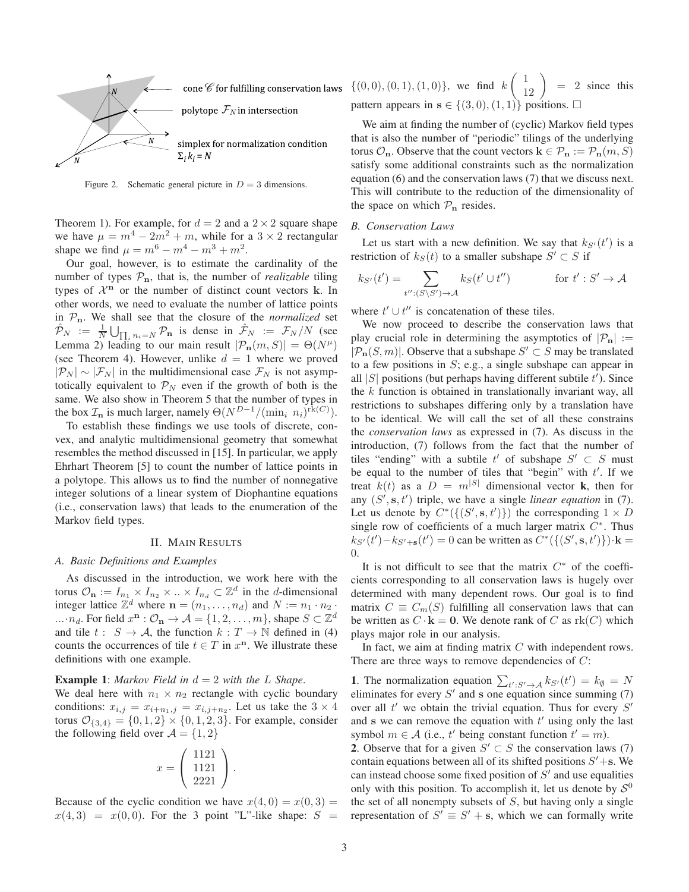cone $\mathscr{C}$ for fulfilling conservation laws

polytope $\mathcal{F}_N$ in intersection

simplex for normalization condition $\Sigma_i k_i = N$

Figure 2. Schematic general picture in $D = 3$ dimensions.

Theorem 1). For example, for $d = 2$ and a $2 \times 2$ square shape we have $\mu = m^4 - 2m^2 + m$, while for a $3 \times 2$ rectangular shape we find $\mu = m^6 - m^4 - m^3 + m^2$.

Our goal, however, is to estimate the cardinality of the number of types $\mathcal{P}_{\mathbf{n}}$, that is, the number of *realizable* tiling types of $\mathcal{X}^{\mathbf{n}}$ or the number of distinct count vectors $\mathbf{k}$. In other words, we need to evaluate the number of lattice points in $\mathcal{P}_{\mathbf{n}}$. We shall see that the closure of the *normalized* set $\hat{\mathcal{P}}_N := \frac{1}{N}\bigcup_{\prod_i n_i = N} \mathcal{P}_{\mathbf{n}}$ is dense in $\hat{\mathcal{F}}_N := \mathcal{F}_N/N$ (see Lemma 2) leading to our main result $|\mathcal{P}_{\mathbf{n}}(m, S)| = \Theta(N^\mu)$ (see Theorem 4). However, unlike $d = 1$ where we proved $|\mathcal{P}_N| \sim |\mathcal{F}_N|$ in the multidimensional case $\mathcal{F}_N$ is not asymptotically equivalent to $\mathcal{P}_N$ even if the growth of both is the same. We also show in Theorem 5 that the number of types in the box $\mathcal{I}_{\mathbf{n}}$ is much larger, namely $\Theta(N^{D-1}/(\min_i\ n_i)^{\mathrm{rk}(C)})$.

To establish these findings we use tools of discrete, convex, and analytic multidimensional geometry that somewhat resembles the method discussed in [15]. In particular, we apply Ehrhart Theorem [5] to count the number of lattice points in a polytope. This allows us to find the number of nonnegative integer solutions of a linear system of Diophantine equations (i.e., conservation laws) that leads to the enumeration of the Markov field types.

## II. Main Results

### A. Basic Definitions and Examples

As discussed in the introduction, we work here with the torus $\mathcal{O}_{\mathbf{n}} := I_{n_1} \times I_{n_2} \times .. \times I_{n_d} \subset \mathbb{Z}^d$ in the $d$-dimensional integer lattice $\mathbb{Z}^d$ where $\mathbf{n} = (n_1, \dots, n_d)$ and $N := n_1 \cdot n_2 \cdot \ldots \cdot n_d$. For field $x^{\mathbf{n}} : \mathcal{O}_{\mathbf{n}} \to \mathcal{A} = \{1, 2, \dots, m\}$, shape $S \subset \mathbb{Z}^d$ and tile $t : \ S \to \mathcal{A}$, the function $k : T \to \mathbb{N}$ defined in (4) counts the occurrences of tile $t \in T$ in $x^{\mathbf{n}}$. We illustrate these definitions with one example.

**Example 1**: *Markov Field in $d = 2$ with the L Shape.*
We deal here with $n_1 \times n_2$ rectangle with cyclic boundary conditions: $x_{i,j} = x_{i+n_1,j} = x_{i,j+n_2}$. Let us take the $3 \times 4$ torus $\mathcal{O}_{\{3,4\}} = \{0, 1, 2\} \times \{0, 1, 2, 3\}$. For example, consider the following field over $\mathcal{A} = \{1, 2\}$

$$x = \begin{pmatrix} 1121 \\ 1121 \\ 2221 \end{pmatrix}.$$

Because of the cyclic condition we have $x(4, 0) = x(0, 3) = x(4, 3) = x(0, 0)$. For the 3 point "L"-like shape: $S = \{(0, 0), (0, 1), (1, 0)\}$, we find $k\begin{pmatrix} 1 \\ 12 \end{pmatrix} = 2$ since this pattern appears in $\mathbf{s} \in \{(3, 0), (1, 1)\}$ positions. $\square$

We aim at finding the number of (cyclic) Markov field types that is also the number of "periodic" tilings of the underlying torus $\mathcal{O}_{\mathbf{n}}$. Observe that the count vectors $\mathbf{k} \in \mathcal{P}_{\mathbf{n}} := \mathcal{P}_{\mathbf{n}}(m, S)$ satisfy some additional constraints such as the normalization equation (6) and the conservation laws (7) that we discuss next. This will contribute to the reduction of the dimensionality of the space on which $\mathcal{P}_{\mathbf{n}}$ resides.

### B. Conservation Laws

Let us start with a new definition. We say that $k_{S'}(t')$ is a restriction of $k_S(t)$ to a smaller subshape $S' \subset S$ if

$$k_{S'}(t') = \sum_{t'' : (S \setminus S') \to \mathcal{A}} k_S(t' \cup t'') \qquad \text{for } t' : S' \to \mathcal{A}$$

where $t' \cup t''$ is concatenation of these tiles.

We now proceed to describe the conservation laws that play crucial role in determining the asymptotics of $|\mathcal{P}_{\mathbf{n}}| := |\mathcal{P}_{\mathbf{n}}(S, m)|$. Observe that a subshape $S' \subset S$ may be translated to a few positions in $S$; e.g., a single subshape can appear in all $|S|$ positions (but perhaps having different subtile $t'$). Since the $k$ function is obtained in translationally invariant way, all restrictions to subshapes differing only by a translation have to be identical. We will call the set of all these constrains the *conservation laws* as expressed in (7). As discuss in the introduction, (7) follows from the fact that the number of tiles "ending" with a subtile $t'$ of subshape $S' \subset S$ must be equal to the number of tiles that "begin" with $t'$. If we treat $k(t)$ as a $D = m^{|S|}$ dimensional vector $\mathbf{k}$, then for any $(S', \mathbf{s}, t')$ triple, we have a single *linear equation* in (7). Let us denote by $C^*(\{(S', \mathbf{s}, t')\})$ the corresponding $1 \times D$ single row of coefficients of a much larger matrix $C^*$. Thus $k_{S'}(t') - k_{S'+\mathbf{s}}(t') = 0$ can be written as $C^*(\{(S', \mathbf{s}, t')\}) \cdot \mathbf{k} = 0$.

It is not difficult to see that the matrix $C^*$ of the coefficients corresponding to all conservation laws is hugely over determined with many dependent rows. Our goal is to find matrix $C \equiv C_m(S)$ fulfilling all conservation laws that can be written as $C \cdot \mathbf{k} = \mathbf{0}$. We denote rank of $C$ as $\mathrm{rk}(C)$ which plays major role in our analysis.

In fact, we aim at finding matrix $C$ with independent rows. There are three ways to remove dependencies of $C$:

**1**. The normalization equation $\sum_{t' : S' \to \mathcal{A}} k_{S'}(t') = k_\emptyset = N$ eliminates for every $S'$ and $\mathbf{s}$ one equation since summing (7) over all $t'$ we obtain the trivial equation. Thus for every $S'$ and $\mathbf{s}$ we can remove the equation with $t'$ using only the last symbol $m \in \mathcal{A}$ (i.e., $t'$ being constant function $t' = m$).

**2**. Observe that for a given $S' \subset S$ the conservation laws (7) contain equations between all of its shifted positions $S' + \mathbf{s}$. We can instead choose some fixed position of $S'$ and use equalities only with this position. To accomplish it, let us denote by $\mathcal{S}^0$ the set of all nonempty subsets of $S$, but having only a single representation of $S' \equiv S' + \mathbf{s}$, which we can formally write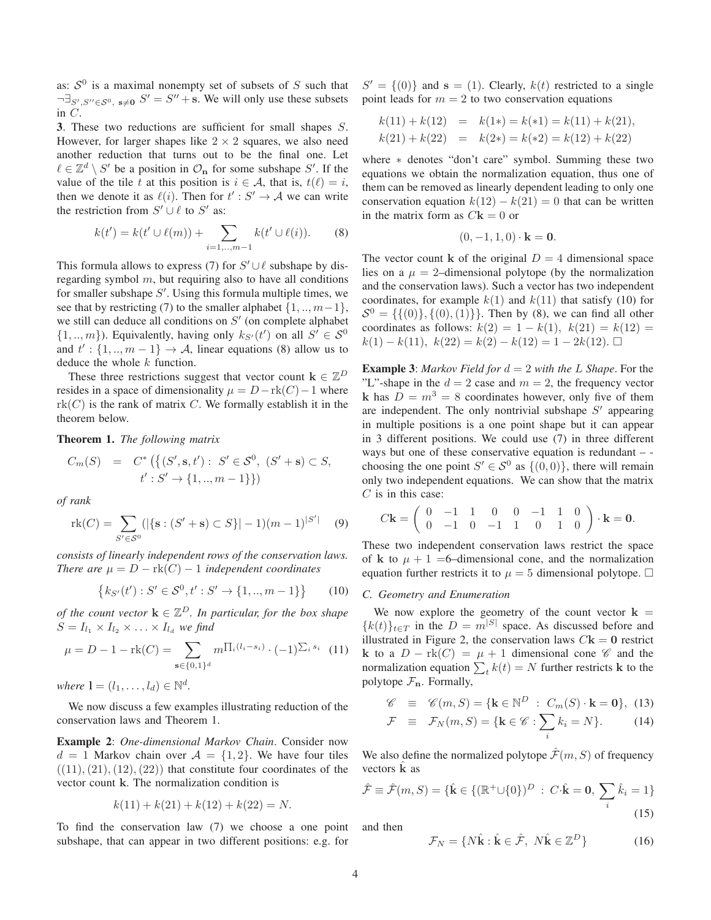as: $\mathcal{S}^0$ is a maximal nonempty set of subsets of $S$ such that $\neg\exists_{S',S''\in\mathcal{S}^0,\ \mathbf{s}\neq\mathbf{0}}\ S'=S''+\mathbf{s}$. We will only use these subsets in $C$.

**3**. These two reductions are sufficient for small shapes $S$. However, for larger shapes like $2\times 2$ squares, we also need another reduction that turns out to be the final one. Let $\ell\in\mathbb{Z}^d\setminus S'$ be a position in $\mathcal{O}_{\mathbf{n}}$ for some subshape $S'$. If the value of the tile $t$ at this position is $i\in\mathcal{A}$, that is, $t(\ell)=i$, then we denote it as $\ell(i)$. Then for $t':S'\to\mathcal{A}$ we can write the restriction from $S'\cup\ell$ to $S'$ as:

$$k(t')=k(t'\cup\ell(m))+\sum_{i=1,..,m-1}k(t'\cup\ell(i)). \qquad (8)$$

This formula allows to express (7) for $S'\cup\ell$ subshape by disregarding symbol $m$, but requiring also to have all conditions for smaller subshape $S'$. Using this formula multiple times, we see that by restricting (7) to the smaller alphabet $\{1,..,m-1\}$, we still can deduce all conditions on $S'$ (on complete alphabet $\{1,..,m\}$). Equivalently, having only $k_{S'}(t')$ on all $S'\in\mathcal{S}^0$ and $t':\{1,..,m-1\}\to\mathcal{A}$, linear equations (8) allow us to deduce the whole $k$ function.

These three restrictions suggest that vector count $\mathbf{k}\in\mathbb{Z}^D$ resides in a space of dimensionality $\mu=D-\mathrm{rk}(C)-1$ where $\mathrm{rk}(C)$ is the rank of matrix $C$. We formally establish it in the theorem below.

**Theorem 1.** *The following matrix*

$$C_m(S) \;=\; C^*\left(\{(S',\mathbf{s},t'):\ S'\in\mathcal{S}^0,\ (S'+\mathbf{s})\subset S,\ t':S'\to\{1,..,m-1\}\}\right)$$

*of rank*

$$\mathrm{rk}(C)=\sum_{S'\in\mathcal{S}^0}(|\{\mathbf{s}:(S'+\mathbf{s})\subset S\}|-1)(m-1)^{|S'|} \qquad (9)$$

*consists of linearly independent rows of the conservation laws. There are $\mu=D-\mathrm{rk}(C)-1$ independent coordinates*

$$\left\{k_{S'}(t'):S'\in\mathcal{S}^0,t':S'\to\{1,..,m-1\}\right\} \qquad (10)$$

*of the count vector $\mathbf{k}\in\mathbb{Z}^D$. In particular, for the box shape $S=I_{l_1}\times I_{l_2}\times\ldots\times I_{l_d}$ we find*

$$\mu=D-1-\mathrm{rk}(C)=\sum_{\mathbf{s}\in\{0,1\}^d}m^{\prod_i(l_i-s_i)}\cdot(-1)^{\sum_i s_i} \qquad (11)$$

*where $\mathbf{l}=(l_1,\ldots,l_d)\in\mathbb{N}^d$.*

We now discuss a few examples illustrating reduction of the conservation laws and Theorem 1.

**Example 2**: *One-dimensional Markov Chain*. Consider now $d=1$ Markov chain over $\mathcal{A}=\{1,2\}$. We have four tiles $((11),(21),(12),(22))$ that constitute four coordinates of the vector count $\mathbf{k}$. The normalization condition is

$$k(11)+k(21)+k(12)+k(22)=N.$$

To find the conservation law (7) we choose a one point subshape, that can appear in two different positions: e.g. for $S'=\{(0)\}$ and $\mathbf{s}=(1)$. Clearly, $k(t)$ restricted to a single point leads for $m=2$ to two conservation equations

$$\begin{aligned}k(11)+k(12) &= k(1*)=k(*1)=k(11)+k(21),\\ k(21)+k(22) &= k(2*)=k(*2)=k(12)+k(22)\end{aligned}$$

where $*$ denotes "don't care" symbol. Summing these two equations we obtain the normalization equation, thus one of them can be removed as linearly dependent leading to only one conservation equation $k(12)-k(21)=0$ that can be written in the matrix form as $C\mathbf{k}=0$ or

$$(0,-1,1,0)\cdot\mathbf{k}=\mathbf{0}.$$

The vector count $\mathbf{k}$ of the original $D=4$ dimensional space lies on a $\mu=2$–dimensional polytope (by the normalization and the conservation laws). Such a vector has two independent coordinates, for example $k(1)$ and $k(11)$ that satisfy (10) for $\mathcal{S}^0=\{\{(0)\},\{(0),(1)\}\}$. Then by (8), we can find all other coordinates as follows: $k(2)=1-k(1)$, $k(21)=k(12)=k(1)-k(11)$, $k(22)=k(2)-k(12)=1-2k(12)$. $\square$

**Example 3**: *Markov Field for $d=2$ with the L Shape*. For the "L"-shape in the $d=2$ case and $m=2$, the frequency vector $\mathbf{k}$ has $D=m^3=8$ coordinates however, only five of them are independent. The only nontrivial subshape $S'$ appearing in multiple positions is a one point shape but it can appear in 3 different positions. We could use (7) in three different ways but one of these conservative equation is redundant – - choosing the one point $S'\in\mathcal{S}^0$ as $\{(0,0)\}$, there will remain only two independent equations. We can show that the matrix $C$ is in this case:

$$C\mathbf{k}=\begin{pmatrix}0&-1&1&0&0&-1&1&0\\0&-1&0&-1&1&0&1&0\end{pmatrix}\cdot\mathbf{k}=\mathbf{0}.$$

These two independent conservation laws restrict the space of $\mathbf{k}$ to $\mu+1$ =6–dimensional cone, and the normalization equation further restricts it to $\mu=5$ dimensional polytope. $\square$

### C. Geometry and Enumeration

We now explore the geometry of the count vector $\mathbf{k}=\{k(t)\}_{t\in T}$ in the $D=m^{|S|}$ space. As discussed before and illustrated in Figure 2, the conservation laws $C\mathbf{k}=\mathbf{0}$ restrict $\mathbf{k}$ to a $D-\mathrm{rk}(C)=\mu+1$ dimensional cone $\mathscr{C}$ and the normalization equation $\sum_t k(t)=N$ further restricts $\mathbf{k}$ to the polytope $\mathcal{F}_{\mathbf{n}}$. Formally,

$$\mathscr{C}\;\equiv\;\mathscr{C}(m,S)=\{\mathbf{k}\in\mathbb{N}^D\;:\;C_m(S)\cdot\mathbf{k}=\mathbf{0}\}, \qquad (13)$$

$$\mathcal{F}\;\equiv\;\mathcal{F}_N(m,S)=\{\mathbf{k}\in\mathscr{C}:\sum_i k_i=N\}. \qquad (14)$$

We also define the normalized polytope $\hat{\mathcal{F}}(m,S)$ of frequency vectors $\hat{\mathbf{k}}$ as

$$\hat{\mathcal{F}}\equiv\hat{\mathcal{F}}(m,S)=\{\hat{\mathbf{k}}\in\{(\mathbb{R}^+\cup\{0\})^D\;:\;C\cdot\hat{\mathbf{k}}=\mathbf{0},\ \sum_i\hat{k}_i=1\} \qquad (15)$$

and then

$$\mathcal{F}_N=\{N\hat{\mathbf{k}}:\hat{\mathbf{k}}\in\hat{\mathcal{F}},\ N\hat{\mathbf{k}}\in\mathbb{Z}^D\} \qquad (16)$$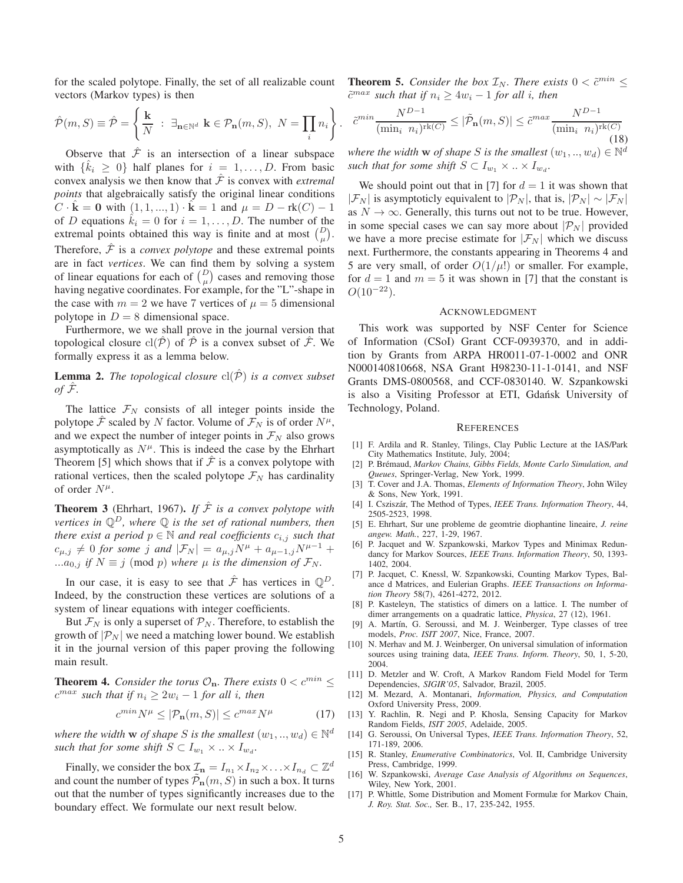for the scaled polytope. Finally, the set of all realizable count vectors (Markov types) is then

$$\hat{\mathcal{P}}(m, S) \equiv \hat{\mathcal{P}} = \left\{ \frac{\mathbf{k}}{N} \;:\; \exists_{\mathbf{n}\in\mathbb{N}^d} \;\mathbf{k} \in \mathcal{P}_{\mathbf{n}}(m, S),\; N = \prod_i n_i \right\}.$$

Observe that $\hat{\mathcal{F}}$ is an intersection of a linear subspace with $\{\hat{k}_i \geq 0\}$ half planes for $i = 1, \ldots, D$. From basic convex analysis we then know that $\hat{\mathcal{F}}$ is convex with *extremal points* that algebraically satisfy the original linear conditions $C \cdot \hat{\mathbf{k}} = \mathbf{0}$ with $(1, 1, ..., 1) \cdot \hat{\mathbf{k}} = 1$ and $\mu = D - \mathrm{rk}(C) - 1$ of $D$ equations $\hat{k}_i = 0$ for $i = 1, \ldots, D$. The number of the extremal points obtained this way is finite and at most $\binom{D}{\mu}$. Therefore, $\hat{\mathcal{F}}$ is a *convex polytope* and these extremal points are in fact *vertices*. We can find them by solving a system of linear equations for each of $\binom{D}{\mu}$ cases and removing those having negative coordinates. For example, for the "L"-shape in the case with $m = 2$ we have 7 vertices of $\mu = 5$ dimensional polytope in $D = 8$ dimensional space.

Furthermore, we we shall prove in the journal version that topological closure $\mathrm{cl}(\hat{\mathcal{P}})$ of $\hat{\mathcal{P}}$ is a convex subset of $\hat{\mathcal{F}}$. We formally express it as a lemma below.

**Lemma 2.** *The topological closure* $\mathrm{cl}(\hat{\mathcal{P}})$ *is a convex subset of* $\hat{\mathcal{F}}$.

The lattice $\mathcal{F}_N$ consists of all integer points inside the polytope $\hat{\mathcal{F}}$ scaled by $N$ factor. Volume of $\mathcal{F}_N$ is of order $N^\mu$, and we expect the number of integer points in $\mathcal{F}_N$ also grows asymptotically as $N^\mu$. This is indeed the case by the Ehrhart Theorem [5] which shows that if $\hat{\mathcal{F}}$ is a convex polytope with rational vertices, then the scaled polytope $\mathcal{F}_N$ has cardinality of order $N^\mu$.

**Theorem 3** (Ehrhart, 1967)**.** *If* $\hat{\mathcal{F}}$ *is a convex polytope with vertices in* $\mathbb{Q}^D$*, where* $\mathbb{Q}$ *is the set of rational numbers, then there exist a period* $p \in \mathbb{N}$ *and real coefficients* $c_{i,j}$ *such that* $c_{\mu,j} \neq 0$ *for some* $j$ *and* $|\mathcal{F}_N| = a_{\mu,j}N^\mu + a_{\mu-1,j}N^{\mu-1} + \ldots a_{0,j}$ *if* $N \equiv j \pmod p$ *where* $\mu$ *is the dimension of* $\mathcal{F}_N$.

In our case, it is easy to see that $\hat{\mathcal{F}}$ has vertices in $\mathbb{Q}^D$. Indeed, by the construction these vertices are solutions of a system of linear equations with integer coefficients.

But $\mathcal{F}_N$ is only a superset of $\mathcal{P}_N$. Therefore, to establish the growth of $|\mathcal{P}_N|$ we need a matching lower bound. We establish it in the journal version of this paper proving the following main result.

**Theorem 4.** *Consider the torus* $\mathcal{O}_{\mathbf{n}}$. *There exists* $0 < c^{min} \leq c^{max}$ *such that if* $n_i \geq 2w_i - 1$ *for all* $i$*, then*

$$c^{min} N^\mu \leq |\mathcal{P}_{\mathbf{n}}(m, S)| \leq c^{max} N^\mu \tag{17}$$

*where the width* $\mathbf{w}$ *of shape* $S$ *is the smallest* $(w_1, .., w_d) \in \mathbb{N}^d$ *such that for some shift* $S \subset I_{w_1} \times .. \times I_{w_d}$.

Finally, we consider the box $\mathcal{I}_{\mathbf{n}} = I_{n_1} \times I_{n_2} \times \ldots \times I_{n_d} \subset \mathbb{Z}^d$ and count the number of types $\tilde{\mathcal{P}}_{\mathbf{n}}(m, S)$ in such a box. It turns out that the number of types significantly increases due to the boundary effect. We formulate our next result below.

**Theorem 5.** *Consider the box* $\mathcal{I}_N$. *There exists* $0 < \tilde{c}^{min} \leq \tilde{c}^{max}$ *such that if* $n_i \geq 4w_i - 1$ *for all* $i$*, then*

$$\tilde{c}^{min} \frac{N^{D-1}}{(\min_i\ n_i)^{\mathrm{rk}(C)}} \leq |\tilde{\mathcal{P}}_{\mathbf{n}}(m, S)| \leq \tilde{c}^{max} \frac{N^{D-1}}{(\min_i\ n_i)^{\mathrm{rk}(C)}} \tag{18}$$

*where the width* $\mathbf{w}$ *of shape* $S$ *is the smallest* $(w_1, .., w_d) \in \mathbb{N}^d$ *such that for some shift* $S \subset I_{w_1} \times .. \times I_{w_d}$.

We should point out that in [7] for $d = 1$ it was shown that $|\mathcal{F}_N|$ is asymptoticly equivalent to $|\mathcal{P}_N|$, that is, $|\mathcal{P}_N| \sim |\mathcal{F}_N|$ as $N \to \infty$. Generally, this turns out not to be true. However, in some special cases we can say more about $|\mathcal{P}_N|$ provided we have a more precise estimate for $|\mathcal{F}_N|$ which we discuss next. Furthermore, the constants appearing in Theorems 4 and 5 are very small, of order $O(1/\mu!)$ or smaller. For example, for $d = 1$ and $m = 5$ it was shown in [7] that the constant is $O(10^{-22})$.

## Acknowledgment

This work was supported by NSF Center for Science of Information (CSoI) Grant CCF-0939370, and in addition by Grants from ARPA HR0011-07-1-0002 and ONR N000140810668, NSA Grant H98230-11-1-0141, and NSF Grants DMS-0800568, and CCF-0830140. W. Szpankowski is also a Visiting Professor at ETI, Gdańsk University of Technology, Poland.

## References

[1] F. Ardila and R. Stanley, Tilings, Clay Public Lecture at the IAS/Park City Mathematics Institute, July, 2004;

[2] P. Brémaud, *Markov Chains, Gibbs Fields, Monte Carlo Simulation, and Queues*, Springer-Verlag, New York, 1999.

[3] T. Cover and J.A. Thomas, *Elements of Information Theory*, John Wiley & Sons, New York, 1991.

[4] I. Csziszár, The Method of Types, *IEEE Trans. Information Theory*, 44, 2505-2523, 1998.

[5] E. Ehrhart, Sur une probleme de geomtrie diophantine lineaire, *J. reine angew. Math.*, 227, 1-29, 1967.

[6] P. Jacquet and W. Szpankowski, Markov Types and Minimax Redundancy for Markov Sources, *IEEE Trans. Information Theory*, 50, 1393-1402, 2004.

[7] P. Jacquet, C. Knessl, W. Szpankowski, Counting Markov Types, Balance d Matrices, and Eulerian Graphs. *IEEE Transactions on Information Theory* 58(7), 4261-4272, 2012.

[8] P. Kasteleyn, The statistics of dimers on a lattice. I. The number of dimer arrangements on a quadratic lattice, *Physica*, 27 (12), 1961.

[9] A. Martín, G. Seroussi, and M. J. Weinberger, Type classes of tree models, *Proc. ISIT 2007*, Nice, France, 2007.

[10] N. Merhav and M. J. Weinberger, On universal simulation of information sources using training data, *IEEE Trans. Inform. Theory*, 50, 1, 5-20, 2004.

[11] D. Metzler and W. Croft, A Markov Random Field Model for Term Dependencies, *SIGIR'05*, Salvador, Brazil, 2005.

[12] M. Mezard, A. Montanari, *Information, Physics, and Computation* Oxford University Press, 2009.

[13] Y. Rachlin, R. Negi and P. Khosla, Sensing Capacity for Markov Random Fields, *ISIT 2005*, Adelaide, 2005.

[14] G. Seroussi, On Universal Types, *IEEE Trans. Information Theory*, 52, 171-189, 2006.

[15] R. Stanley, *Enumerative Combinatorics*, Vol. II, Cambridge University Press, Cambridge, 1999.

[16] W. Szpankowski, *Average Case Analysis of Algorithms on Sequences*, Wiley, New York, 2001.

[17] P. Whittle, Some Distribution and Moment Formulæ for Markov Chain, *J. Roy. Stat. Soc.,* Ser. B., 17, 235-242, 1955.